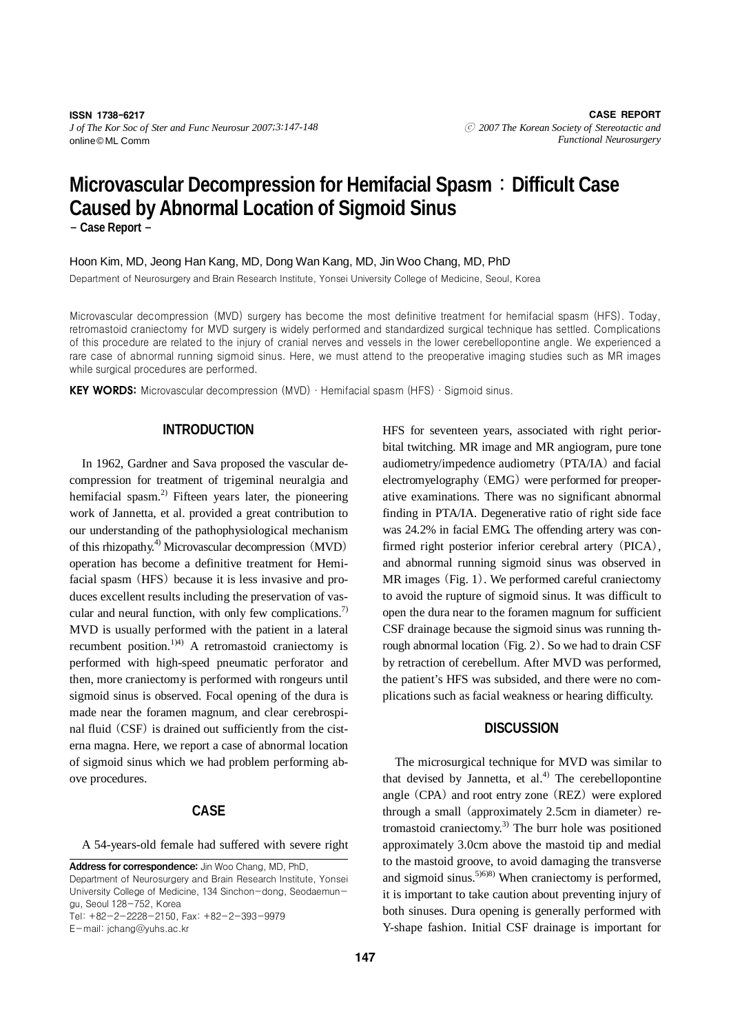CASE REPORT

# Microvascular Decompression for Hemifacial Spasm：Difficult Case Caused by Abnormal Location of Sigmoid Sinus

**– Case Report –**

Hoon Kim, MD, Jeong Han Kang, MD, Dong Wan Kang, MD, Jin Woo Chang, MD, PhD

Department of Neurosurgery and Brain Research Institute, Yonsei University College of Medicine, Seoul, Korea

Microvascular decompression (MVD) surgery has become the most definitive treatment for hemifacial spasm (HFS). Today, retromastoid craniectomy for MVD surgery is widely performed and standardized surgical technique has settled. Complications of this procedure are related to the injury of cranial nerves and vessels in the lower cerebellopontine angle. We experienced a rare case of abnormal running sigmoid sinus. Here, we must attend to the preoperative imaging studies such as MR images while surgical procedures are performed.

**KEY WORDS:** Microvascular decompression (MVD) · Hemifacial spasm (HFS) · Sigmoid sinus.

## INTRODUCTION

In 1962, Gardner and Sava proposed the vascular decompression for treatment of trigeminal neuralgia and hemifacial spasm.[2] Fifteen years later, the pioneering work of Jannetta, et al. provided a great contribution to our understanding of the pathophysiological mechanism of this rhizopathy.[4] Microvascular decompression (MVD) operation has become a definitive treatment for Hemifacial spasm (HFS) because it is less invasive and produces excellent results including the preservation of vascular and neural function, with only few complications.[7] MVD is usually performed with the patient in a lateral recumbent position.[1)4] A retromastoid craniectomy is performed with high-speed pneumatic perforator and then, more craniectomy is performed with rongeurs until sigmoid sinus is observed. Focal opening of the dura is made near the foramen magnum, and clear cerebrospinal fluid (CSF) is drained out sufficiently from the cisterna magna. Here, we report a case of abnormal location of sigmoid sinus which we had problem performing above procedures.

## CASE

A 54-years-old female had suffered with severe right HFS for seventeen years, associated with right periorbital twitching. MR image and MR angiogram, pure tone audiometry/impedence audiometry (PTA/IA) and facial electromyelography (EMG) were performed for preoperative examinations. There was no significant abnormal finding in PTA/IA. Degenerative ratio of right side face was 24.2% in facial EMG. The offending artery was confirmed right posterior inferior cerebral artery (PICA), and abnormal running sigmoid sinus was observed in MR images (Fig. 1). We performed careful craniectomy to avoid the rupture of sigmoid sinus. It was difficult to open the dura near to the foramen magnum for sufficient CSF drainage because the sigmoid sinus was running through abnormal location (Fig. 2). So we had to drain CSF by retraction of cerebellum. After MVD was performed, the patient's HFS was subsided, and there were no complications such as facial weakness or hearing difficulty.

## DISCUSSION

The microsurgical technique for MVD was similar to that devised by Jannetta, et al.[4] The cerebellopontine angle (CPA) and root entry zone (REZ) were explored through a small (approximately 2.5cm in diameter) retromastoid craniectomy.[3] The burr hole was positioned approximately 3.0cm above the mastoid tip and medial to the mastoid groove, to avoid damaging the transverse and sigmoid sinus.[5)6)8] When craniectomy is performed, it is important to take caution about preventing injury of both sinuses. Dura opening is generally performed with Y-shape fashion. Initial CSF drainage is important for

**Address for correspondence:** Jin Woo Chang, MD, PhD, Department of Neurosurgery and Brain Research Institute, Yonsei University College of Medicine, 134 Sinchon-dong, Seodaemun-gu, Seoul 128-752, Korea
Tel: +82-2-2228-2150, Fax: +82-2-393-9979
E-mail: jchang@yuhs.ac.kr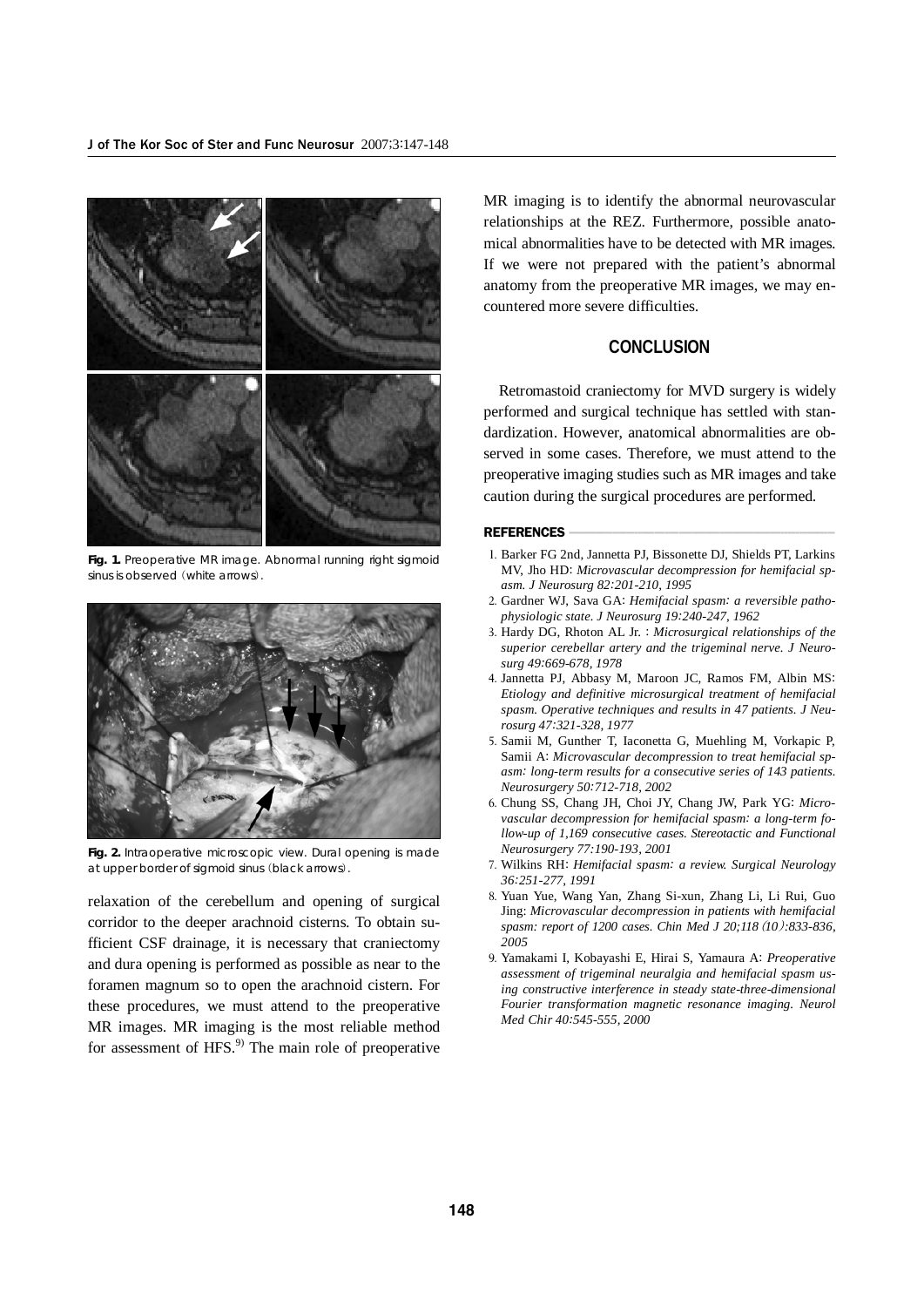Fig. 1. Preoperative MR image. Abnormal running right sigmoid sinus is observed (white arrows).

Fig. 2. Intraoperative microscopic view. Dural opening is made at upper border of sigmoid sinus (black arrows).

relaxation of the cerebellum and opening of surgical corridor to the deeper arachnoid cisterns. To obtain sufficient CSF drainage, it is necessary that craniectomy and dura opening is performed as possible as near to the foramen magnum so to open the arachnoid cistern. For these procedures, we must attend to the preoperative MR images. MR imaging is the most reliable method for assessment of HFS.[9] The main role of preoperative MR imaging is to identify the abnormal neurovascular relationships at the REZ. Furthermore, possible anatomical abnormalities have to be detected with MR images. If we were not prepared with the patient's abnormal anatomy from the preoperative MR images, we may encountered more severe difficulties.

## CONCLUSION

Retromastoid craniectomy for MVD surgery is widely performed and surgical technique has settled with standardization. However, anatomical abnormalities are observed in some cases. Therefore, we must attend to the preoperative imaging studies such as MR images and take caution during the surgical procedures are performed.

## REFERENCES

1. Barker FG 2nd, Jannetta PJ, Bissonette DJ, Shields PT, Larkins MV, Jho HD: *Microvascular decompression for hemifacial spasm. J Neurosurg 82:201-210, 1995*
2. Gardner WJ, Sava GA: *Hemifacial spasm: a reversible pathophysiologic state. J Neurosurg 19:240-247, 1962*
3. Hardy DG, Rhoton AL Jr. : *Microsurgical relationships of the superior cerebellar artery and the trigeminal nerve. J Neurosurg 49:669-678, 1978*
4. Jannetta PJ, Abbasy M, Maroon JC, Ramos FM, Albin MS: *Etiology and definitive microsurgical treatment of hemifacial spasm. Operative techniques and results in 47 patients. J Neurosurg 47:321-328, 1977*
5. Samii M, Gunther T, Iaconetta G, Muehling M, Vorkapic P, Samii A: *Microvascular decompression to treat hemifacial spasm: long-term results for a consecutive series of 143 patients. Neurosurgery 50:712-718, 2002*
6. Chung SS, Chang JH, Choi JY, Chang JW, Park YG: *Microvascular decompression for hemifacial spasm: a long-term follow-up of 1,169 consecutive cases. Stereotactic and Functional Neurosurgery 77:190-193, 2001*
7. Wilkins RH: *Hemifacial spasm: a review. Surgical Neurology 36:251-277, 1991*
8. Yuan Yue, Wang Yan, Zhang Si-xun, Zhang Li, Li Rui, Guo Jing: *Microvascular decompression in patients with hemifacial spasm: report of 1200 cases. Chin Med J 20;118(10):833-836, 2005*
9. Yamakami I, Kobayashi E, Hirai S, Yamaura A: *Preoperative assessment of trigeminal neuralgia and hemifacial spasm using constructive interference in steady state-three-dimensional Fourier transformation magnetic resonance imaging. Neurol Med Chir 40:545-555, 2000*